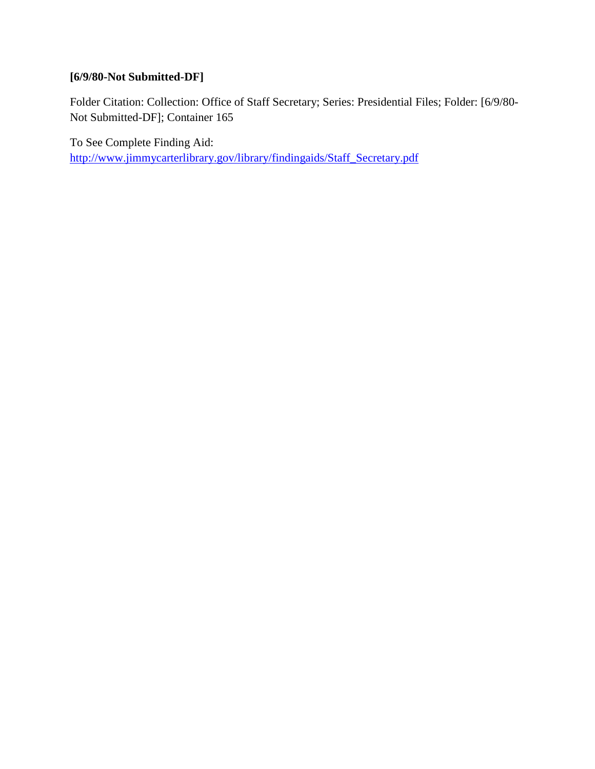**[6/9/80-Not Submitted-DF]**

Folder Citation: Collection: Office of Staff Secretary; Series: Presidential Files; Folder: [6/9/80-Not Submitted-DF]; Container 165

To See Complete Finding Aid:
http://www.jimmycarterlibrary.gov/library/findingaids/Staff_Secretary.pdf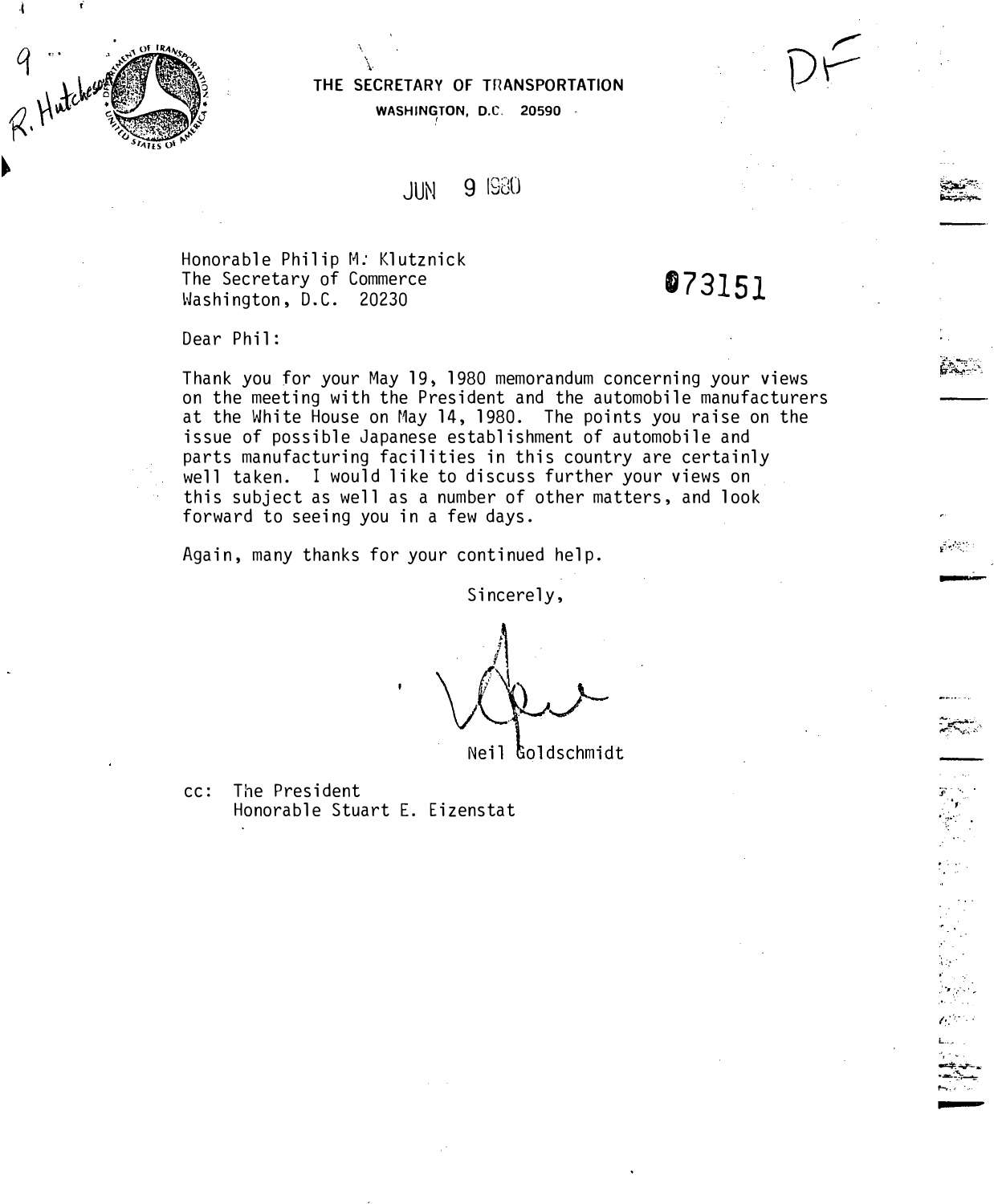THE SECRETARY OF TRANSPORTATION
WASHINGTON, D.C. 20590

JUN 9 1980

Honorable Philip M. Klutznick
The Secretary of Commerce
Washington, D.C. 20230

073151

Dear Phil:

Thank you for your May 19, 1980 memorandum concerning your views on the meeting with the President and the automobile manufacturers at the White House on May 14, 1980. The points you raise on the issue of possible Japanese establishment of automobile and parts manufacturing facilities in this country are certainly well taken. I would like to discuss further your views on this subject as well as a number of other matters, and look forward to seeing you in a few days.

Again, many thanks for your continued help.

Sincerely,

Neil Goldschmidt

cc: The President
Honorable Stuart E. Eizenstat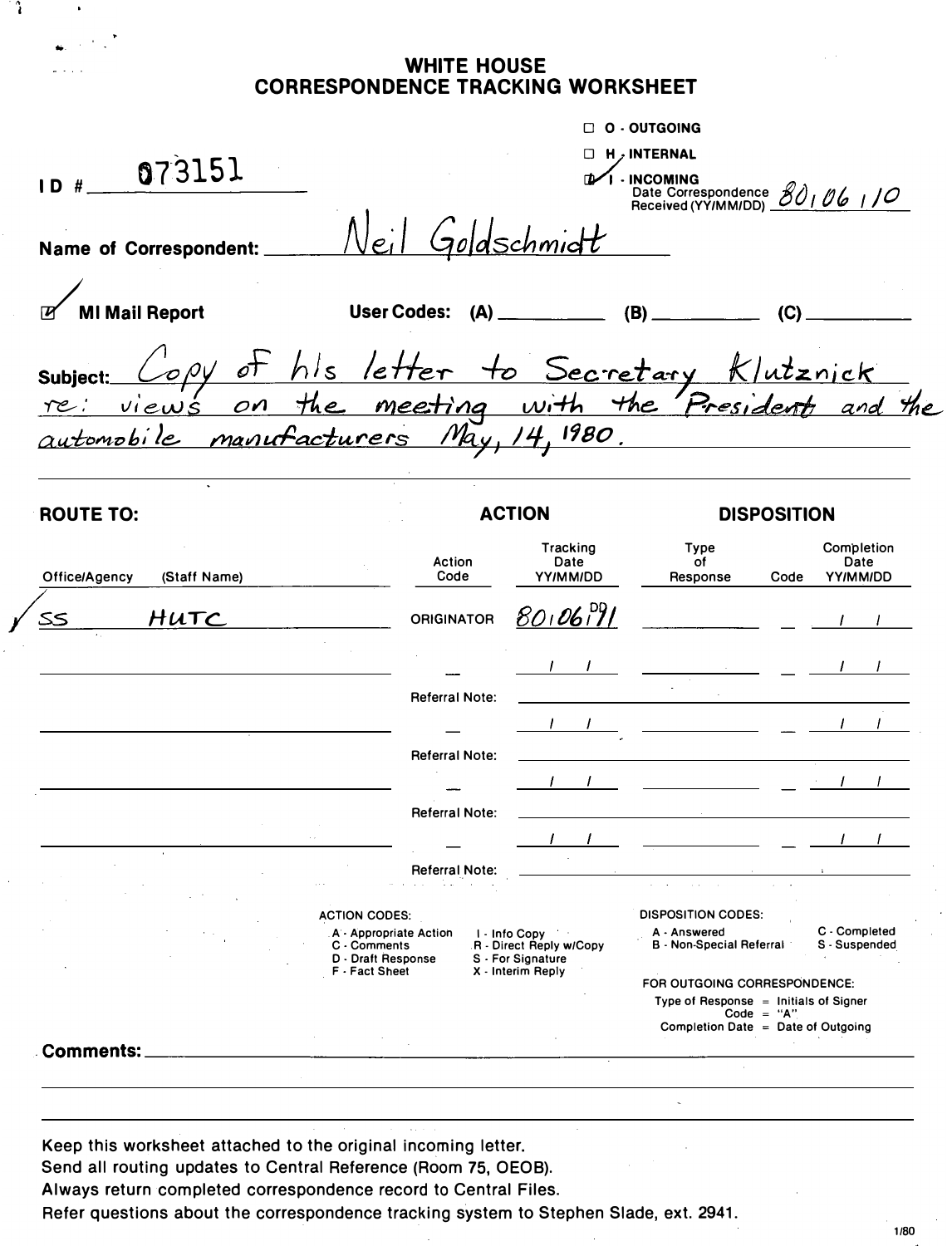# WHITE HOUSE
# CORRESPONDENCE TRACKING WORKSHEET

☐ O - OUTGOING

☐ H - INTERNAL

☑ I - INCOMING

Date Correspondence Received (YY/MM/DD) 80/06/10

**I D #** 073151

**Name of Correspondent:** Neil Goldschmidt

☑ **MI Mail Report**

**User Codes: (A)** ________ **(B)** ________ **(C)** ________

**Subject:** Copy of his letter to Secretary Klutznick re: views on the meeting with the President and the automobile manufacturers May, 14, 1980.

| **ROUTE TO:** | | **ACTION** | | **DISPOSITION** | | |
|---|---|---|---|---|---|---|
| Office/Agency | (Staff Name) | Action Code | Tracking Date YY/MM/DD | Type of Response | Code | Completion Date YY/MM/DD |
| SS | HUTC | ORIGINATOR | 80/06/11 | | | / / |
| | | | / / | | | / / |
| | | Referral Note: | | | | |
| | | | / / | | | / / |
| | | Referral Note: | | | | |
| | | | / / | | | / / |
| | | Referral Note: | | | | |
| | | | / / | | | / / |
| | | Referral Note: | | | | |

ACTION CODES:
- A - Appropriate Action
- C - Comments
- D - Draft Response
- F - Fact Sheet
- I - Info Copy
- R - Direct Reply w/Copy
- S - For Signature
- X - Interim Reply

DISPOSITION CODES:
- A - Answered
- B - Non-Special Referral
- C - Completed
- S - Suspended

FOR OUTGOING CORRESPONDENCE:
- Type of Response = Initials of Signer
- Code = "A"
- Completion Date = Date of Outgoing

**Comments:** ____________________

Keep this worksheet attached to the original incoming letter.
Send all routing updates to Central Reference (Room 75, OEOB).
Always return completed correspondence record to Central Files.
Refer questions about the correspondence tracking system to Stephen Slade, ext. 2941.

1/80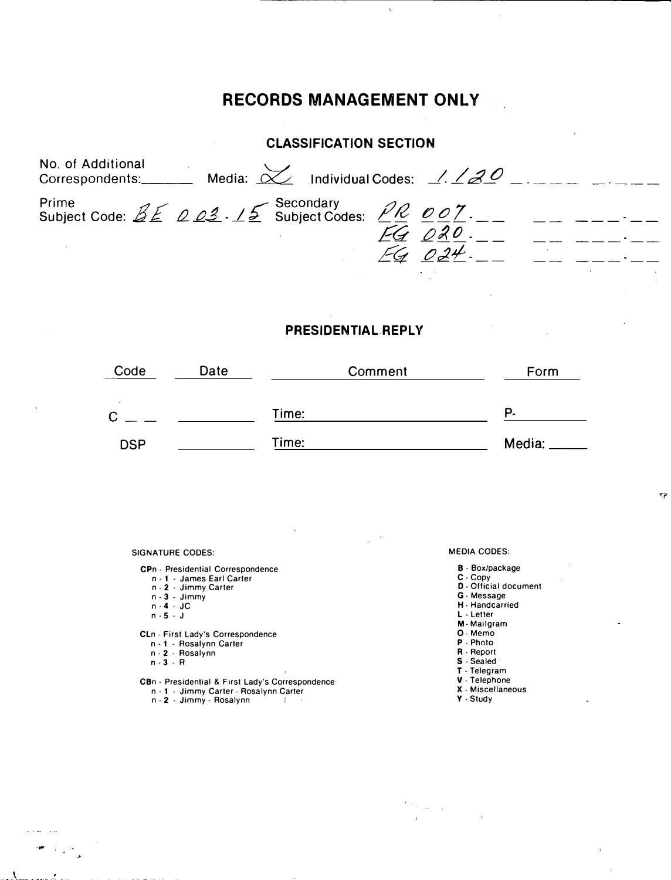# RECORDS MANAGEMENT ONLY

## CLASSIFICATION SECTION

No. of Additional Correspondents:_______ Media: X Individual Codes: 1120 _.___ _.___

Prime Subject Code: BE 003-15 Secondary Subject Codes: PR 007-__ __ ___-__
FG 020-__ __ ___-__
FG 024-__ __ ___-__

## PRESIDENTIAL REPLY

| Code | Date | Comment | Form |
|---|---|---|---|
| C _ _ | | Time: | P- |
| DSP | | Time: | Media: |

SIGNATURE CODES:

**CPn** - Presidential Correspondence
- n - **1** - James Earl Carter
- n - **2** - Jimmy Carter
- n - **3** - Jimmy
- n - **4** - JC
- n - **5** - J

**CLn** - First Lady's Correspondence
- n - **1** - Rosalynn Carter
- n - **2** - Rosalynn
- n - **3** - R

**CBn** - Presidential & First Lady's Correspondence
- n - **1** - Jimmy Carter - Rosalynn Carter
- n - **2** - Jimmy - Rosalynn

MEDIA CODES:

- **B** - Box/package
- **C** - Copy
- **D** - Official document
- **G** - Message
- **H** - Handcarried
- **L** - Letter
- **M** - Mailgram
- **O** - Memo
- **P** - Photo
- **R** - Report
- **S** - Sealed
- **T** - Telegram
- **V** - Telephone
- **X** - Miscellaneous
- **Y** - Study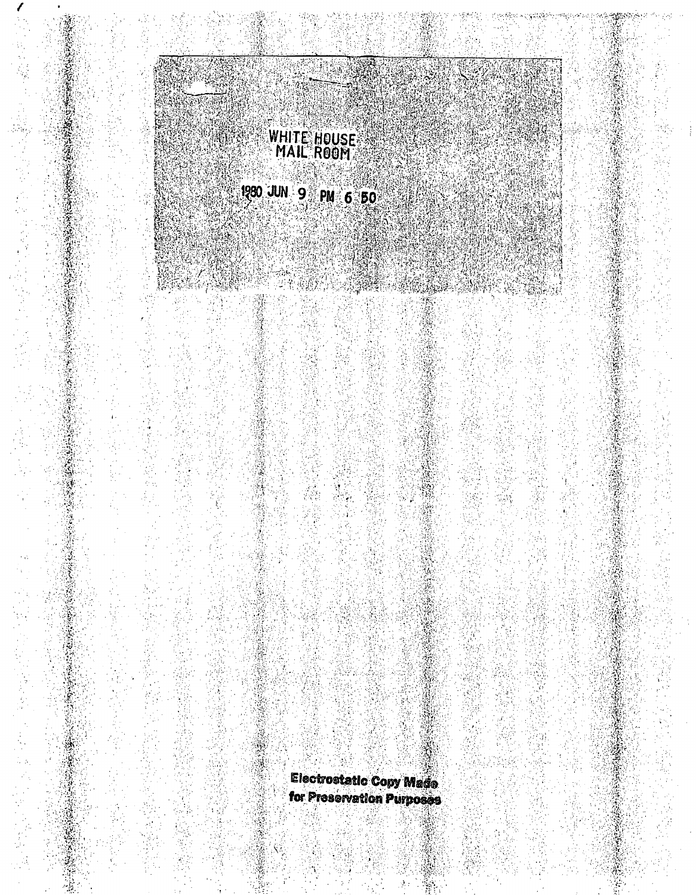WHITE HOUSE
MAIL ROOM

1980 JUN 9 PM 6 50

Electrostatic Copy Made
for Preservation Purposes